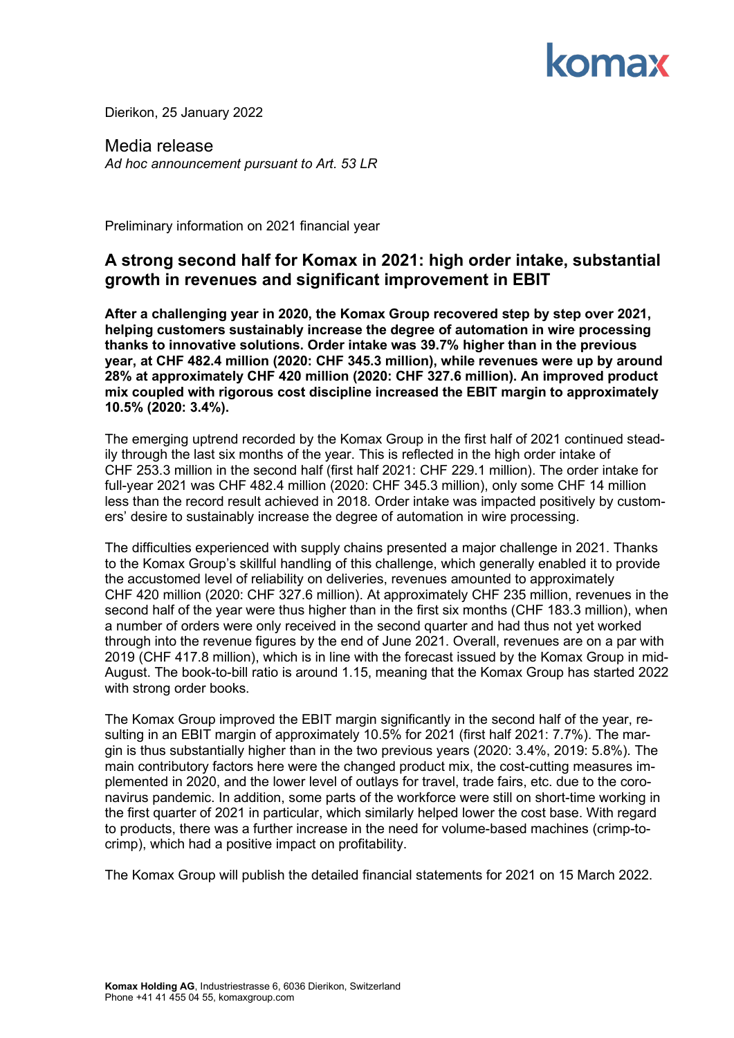Dierikon, 25 January 2022

Media release
*Ad hoc announcement pursuant to Art. 53 LR*

Preliminary information on 2021 financial year

## A strong second half for Komax in 2021: high order intake, substantial growth in revenues and significant improvement in EBIT

**After a challenging year in 2020, the Komax Group recovered step by step over 2021, helping customers sustainably increase the degree of automation in wire processing thanks to innovative solutions. Order intake was 39.7% higher than in the previous year, at CHF 482.4 million (2020: CHF 345.3 million), while revenues were up by around 28% at approximately CHF 420 million (2020: CHF 327.6 million). An improved product mix coupled with rigorous cost discipline increased the EBIT margin to approximately 10.5% (2020: 3.4%).**

The emerging uptrend recorded by the Komax Group in the first half of 2021 continued steadily through the last six months of the year. This is reflected in the high order intake of CHF 253.3 million in the second half (first half 2021: CHF 229.1 million). The order intake for full-year 2021 was CHF 482.4 million (2020: CHF 345.3 million), only some CHF 14 million less than the record result achieved in 2018. Order intake was impacted positively by customers' desire to sustainably increase the degree of automation in wire processing.

The difficulties experienced with supply chains presented a major challenge in 2021. Thanks to the Komax Group's skillful handling of this challenge, which generally enabled it to provide the accustomed level of reliability on deliveries, revenues amounted to approximately CHF 420 million (2020: CHF 327.6 million). At approximately CHF 235 million, revenues in the second half of the year were thus higher than in the first six months (CHF 183.3 million), when a number of orders were only received in the second quarter and had thus not yet worked through into the revenue figures by the end of June 2021. Overall, revenues are on a par with 2019 (CHF 417.8 million), which is in line with the forecast issued by the Komax Group in mid-August. The book-to-bill ratio is around 1.15, meaning that the Komax Group has started 2022 with strong order books.

The Komax Group improved the EBIT margin significantly in the second half of the year, resulting in an EBIT margin of approximately 10.5% for 2021 (first half 2021: 7.7%). The margin is thus substantially higher than in the two previous years (2020: 3.4%, 2019: 5.8%). The main contributory factors here were the changed product mix, the cost-cutting measures implemented in 2020, and the lower level of outlays for travel, trade fairs, etc. due to the coronavirus pandemic. In addition, some parts of the workforce were still on short-time working in the first quarter of 2021 in particular, which similarly helped lower the cost base. With regard to products, there was a further increase in the need for volume-based machines (crimp-to-crimp), which had a positive impact on profitability.

The Komax Group will publish the detailed financial statements for 2021 on 15 March 2022.

**Komax Holding AG**, Industriestrasse 6, 6036 Dierikon, Switzerland
Phone +41 41 455 04 55, komaxgroup.com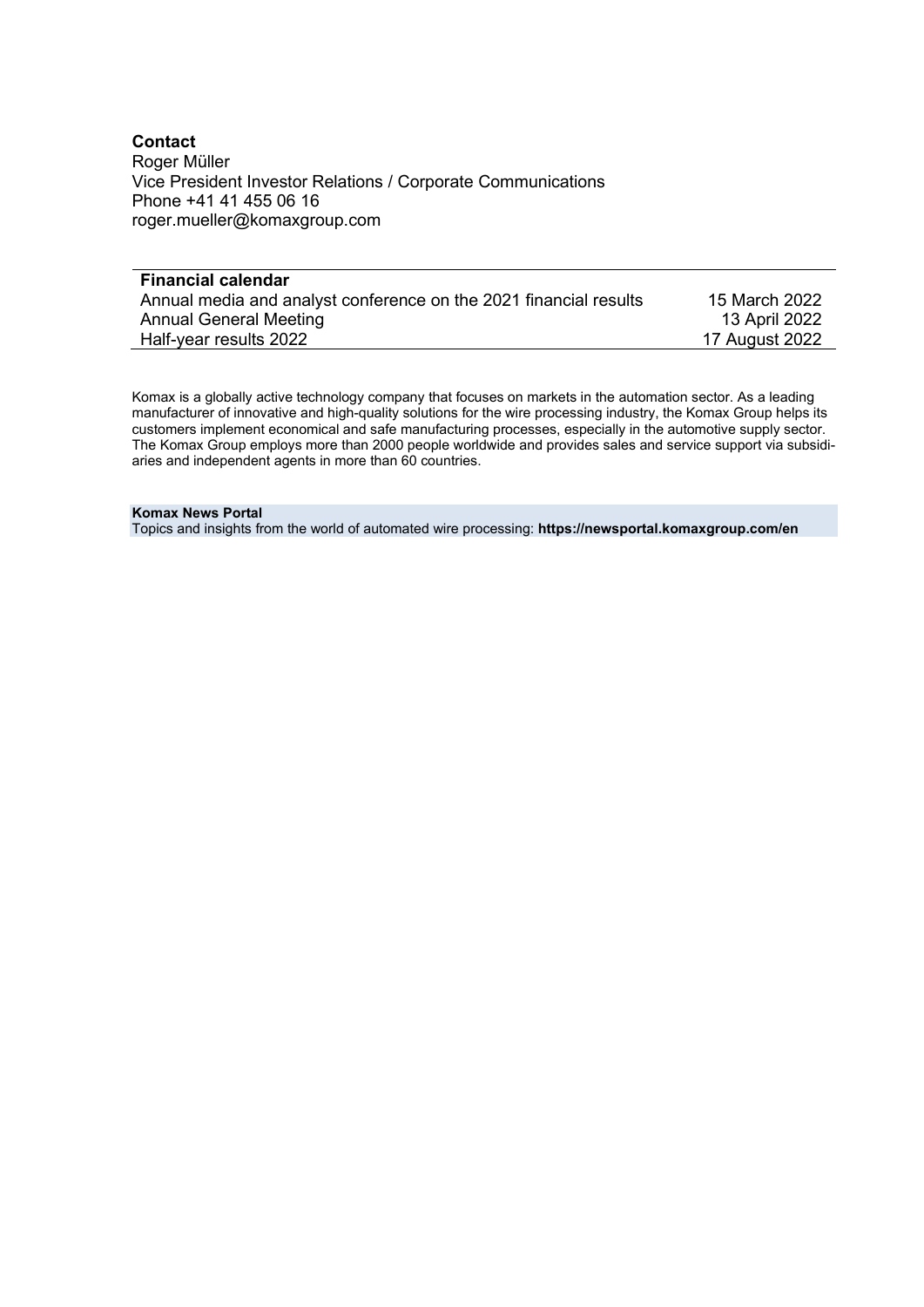**Contact**
Roger Müller
Vice President Investor Relations / Corporate Communications
Phone +41 41 455 06 16
roger.mueller@komaxgroup.com

| **Financial calendar** | |
| --- | --- |
| Annual media and analyst conference on the 2021 financial results | 15 March 2022 |
| Annual General Meeting | 13 April 2022 |
| Half-year results 2022 | 17 August 2022 |

Komax is a globally active technology company that focuses on markets in the automation sector. As a leading manufacturer of innovative and high-quality solutions for the wire processing industry, the Komax Group helps its customers implement economical and safe manufacturing processes, especially in the automotive supply sector. The Komax Group employs more than 2000 people worldwide and provides sales and service support via subsidiaries and independent agents in more than 60 countries.

**Komax News Portal**
Topics and insights from the world of automated wire processing: **https://newsportal.komaxgroup.com/en**